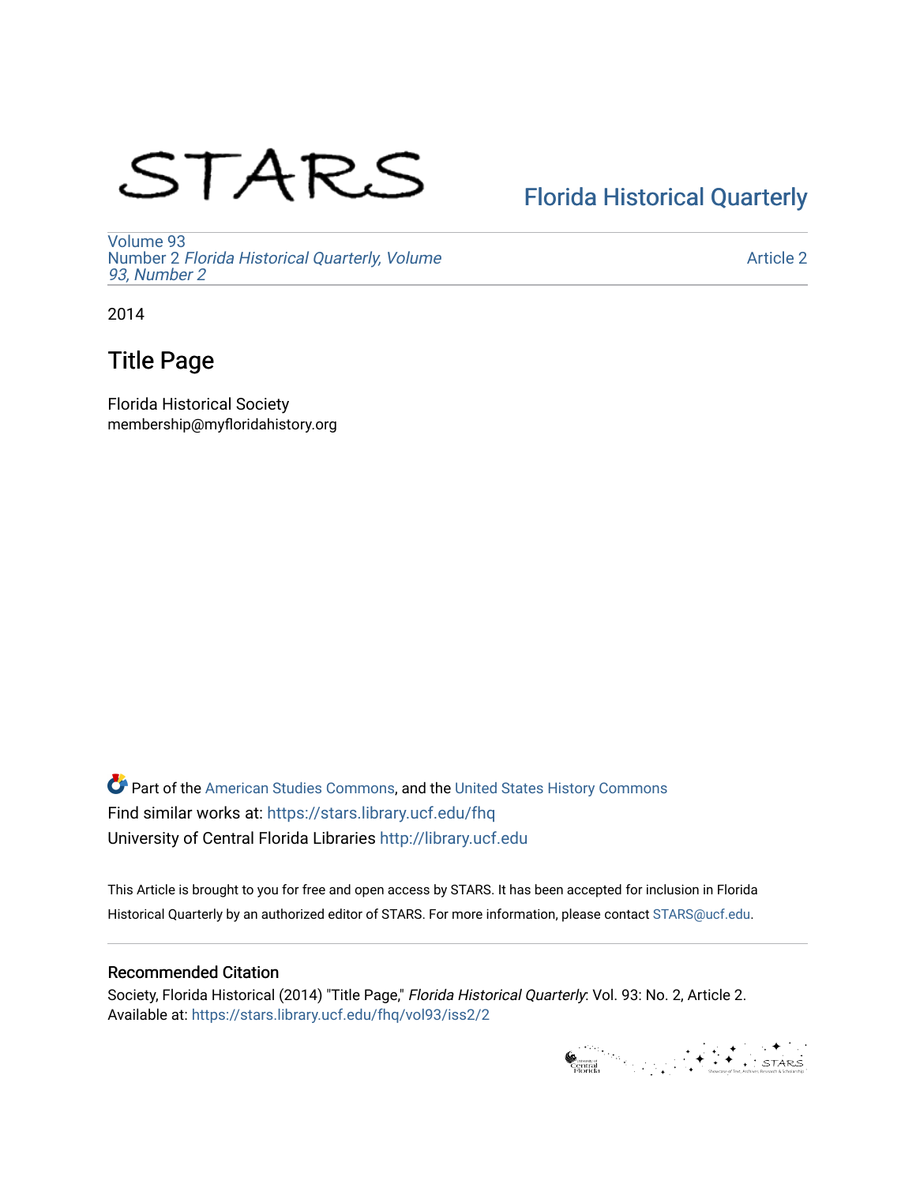STARS

Florida Historical Quarterly

Volume 93
Number 2 *Florida Historical Quarterly, Volume 93, Number 2*

Article 2

2014

# Title Page

Florida Historical Society
membership@myfloridahistory.org

Part of the American Studies Commons, and the United States History Commons
Find similar works at: https://stars.library.ucf.edu/fhq
University of Central Florida Libraries http://library.ucf.edu

This Article is brought to you for free and open access by STARS. It has been accepted for inclusion in Florida Historical Quarterly by an authorized editor of STARS. For more information, please contact STARS@ucf.edu.

## Recommended Citation

Society, Florida Historical (2014) "Title Page," *Florida Historical Quarterly*: Vol. 93: No. 2, Article 2.
Available at: https://stars.library.ucf.edu/fhq/vol93/iss2/2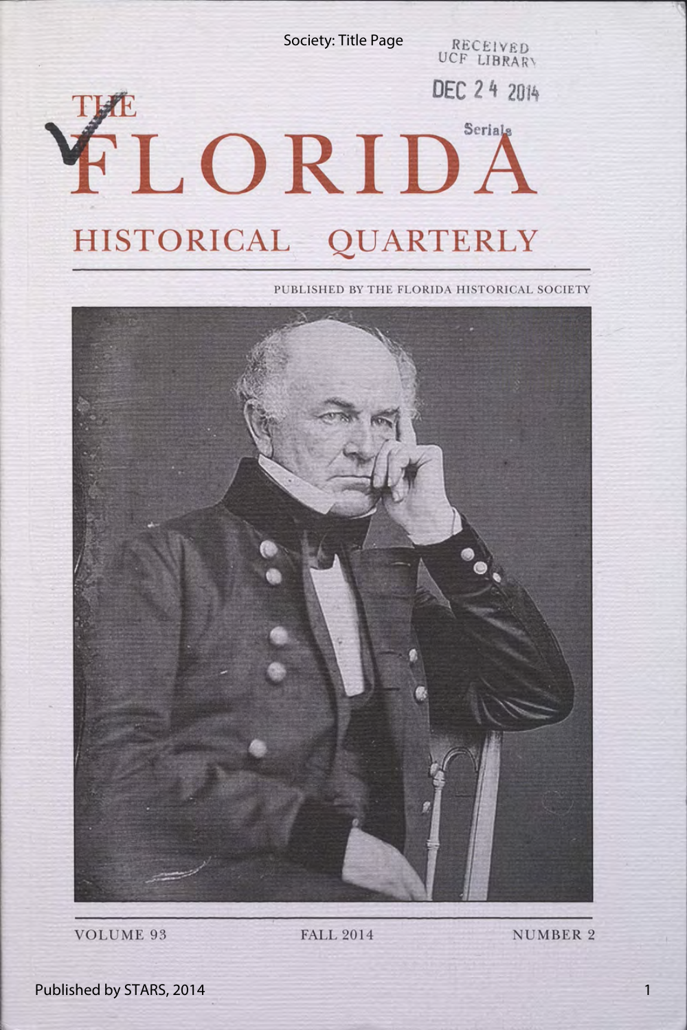# THE FLORIDA HISTORICAL QUARTERLY

PUBLISHED BY THE FLORIDA HISTORICAL SOCIETY

VOLUME 93 FALL 2014 NUMBER 2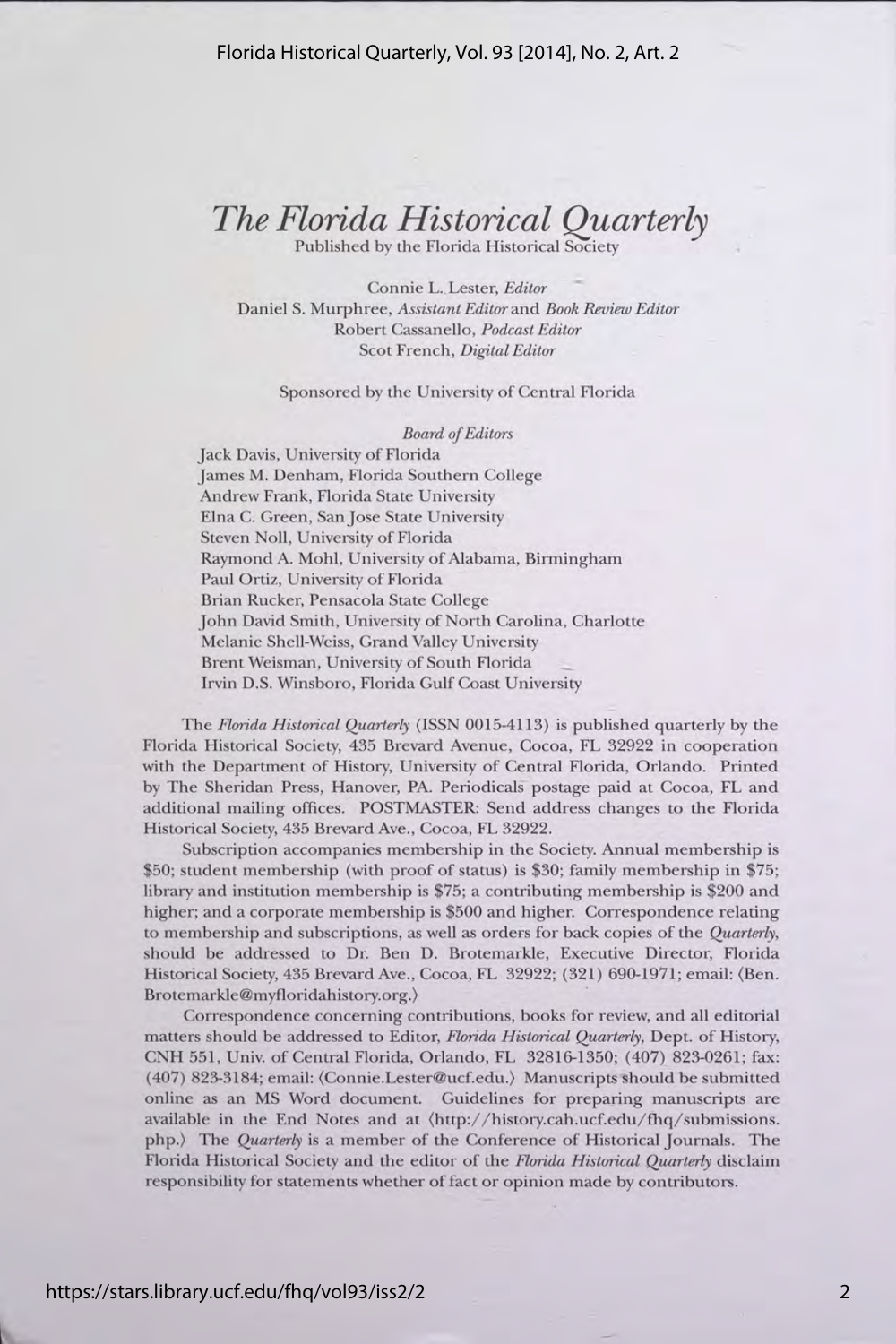# *The Florida Historical Quarterly*

Published by the Florida Historical Society

Connie L. Lester, *Editor*
Daniel S. Murphree, *Assistant Editor* and *Book Review Editor*
Robert Cassanello, *Podcast Editor*
Scot French, *Digital Editor*

Sponsored by the University of Central Florida

*Board of Editors*

Jack Davis, University of Florida
James M. Denham, Florida Southern College
Andrew Frank, Florida State University
Elna C. Green, San Jose State University
Steven Noll, University of Florida
Raymond A. Mohl, University of Alabama, Birmingham
Paul Ortiz, University of Florida
Brian Rucker, Pensacola State College
John David Smith, University of North Carolina, Charlotte
Melanie Shell-Weiss, Grand Valley University
Brent Weisman, University of South Florida
Irvin D.S. Winsboro, Florida Gulf Coast University

The *Florida Historical Quarterly* (ISSN 0015-4113) is published quarterly by the Florida Historical Society, 435 Brevard Avenue, Cocoa, FL 32922 in cooperation with the Department of History, University of Central Florida, Orlando. Printed by The Sheridan Press, Hanover, PA. Periodicals postage paid at Cocoa, FL and additional mailing offices. POSTMASTER: Send address changes to the Florida Historical Society, 435 Brevard Ave., Cocoa, FL 32922.

Subscription accompanies membership in the Society. Annual membership is $50; student membership (with proof of status) is $30; family membership in $75; library and institution membership is $75; a contributing membership is $200 and higher; and a corporate membership is $500 and higher. Correspondence relating to membership and subscriptions, as well as orders for back copies of the *Quarterly*, should be addressed to Dr. Ben D. Brotemarkle, Executive Director, Florida Historical Society, 435 Brevard Ave., Cocoa, FL 32922; (321) 690-1971; email: ⟨Ben.Brotemarkle@myfloridahistory.org.⟩

Correspondence concerning contributions, books for review, and all editorial matters should be addressed to Editor, *Florida Historical Quarterly*, Dept. of History, CNH 551, Univ. of Central Florida, Orlando, FL 32816-1350; (407) 823-0261; fax: (407) 823-3184; email: ⟨Connie.Lester@ucf.edu.⟩ Manuscripts should be submitted online as an MS Word document. Guidelines for preparing manuscripts are available in the End Notes and at ⟨http://history.cah.ucf.edu/fhq/submissions.php.⟩ The *Quarterly* is a member of the Conference of Historical Journals. The Florida Historical Society and the editor of the *Florida Historical Quarterly* disclaim responsibility for statements whether of fact or opinion made by contributors.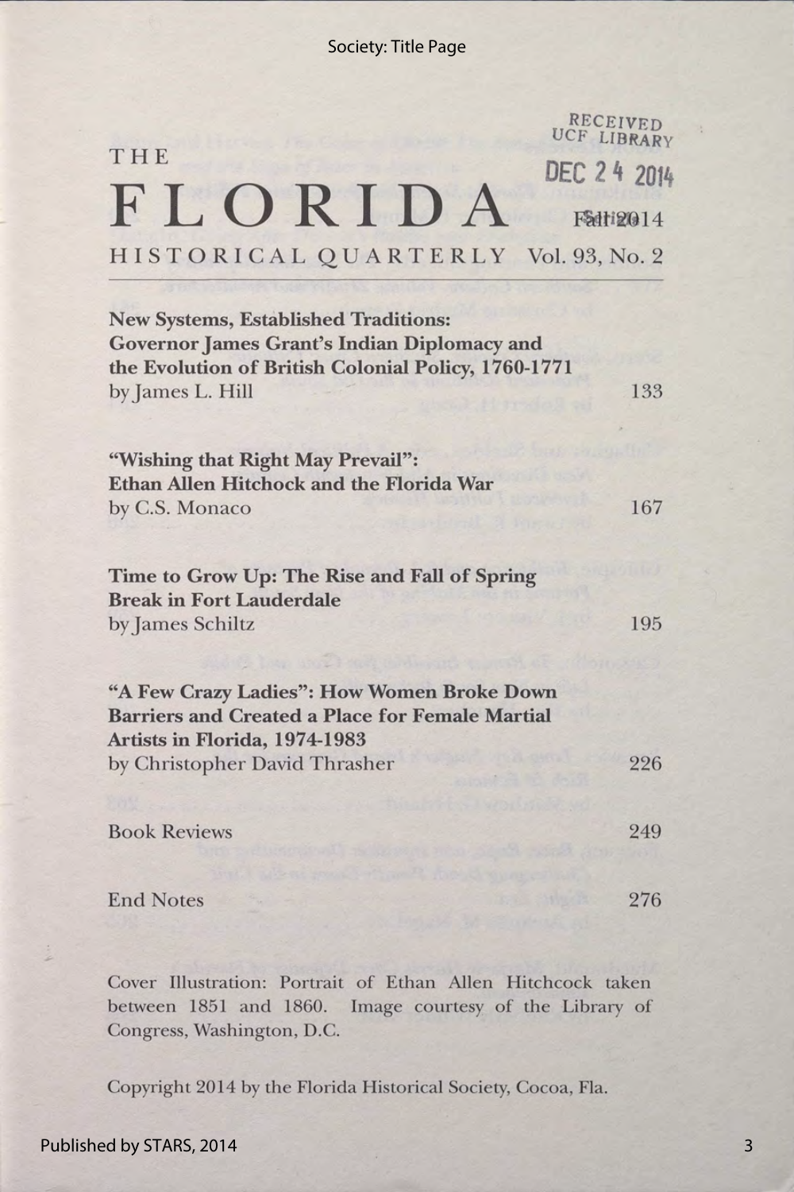RECEIVED
UCF LIBRARY

DEC 24 2014

# THE FLORIDA HISTORICAL QUARTERLY

Fall 2014

Vol. 93, No. 2

---

**New Systems, Established Traditions: Governor James Grant's Indian Diplomacy and the Evolution of British Colonial Policy, 1760-1771**
by James L. Hill ... 133

**"Wishing that Right May Prevail": Ethan Allen Hitchock and the Florida War**
by C.S. Monaco ... 167

**Time to Grow Up: The Rise and Fall of Spring Break in Fort Lauderdale**
by James Schiltz ... 195

**"A Few Crazy Ladies": How Women Broke Down Barriers and Created a Place for Female Martial Artists in Florida, 1974-1983**
by Christopher David Thrasher ... 226

Book Reviews ... 249

End Notes ... 276

Cover Illustration: Portrait of Ethan Allen Hitchcock taken between 1851 and 1860. Image courtesy of the Library of Congress, Washington, D.C.

Copyright 2014 by the Florida Historical Society, Cocoa, Fla.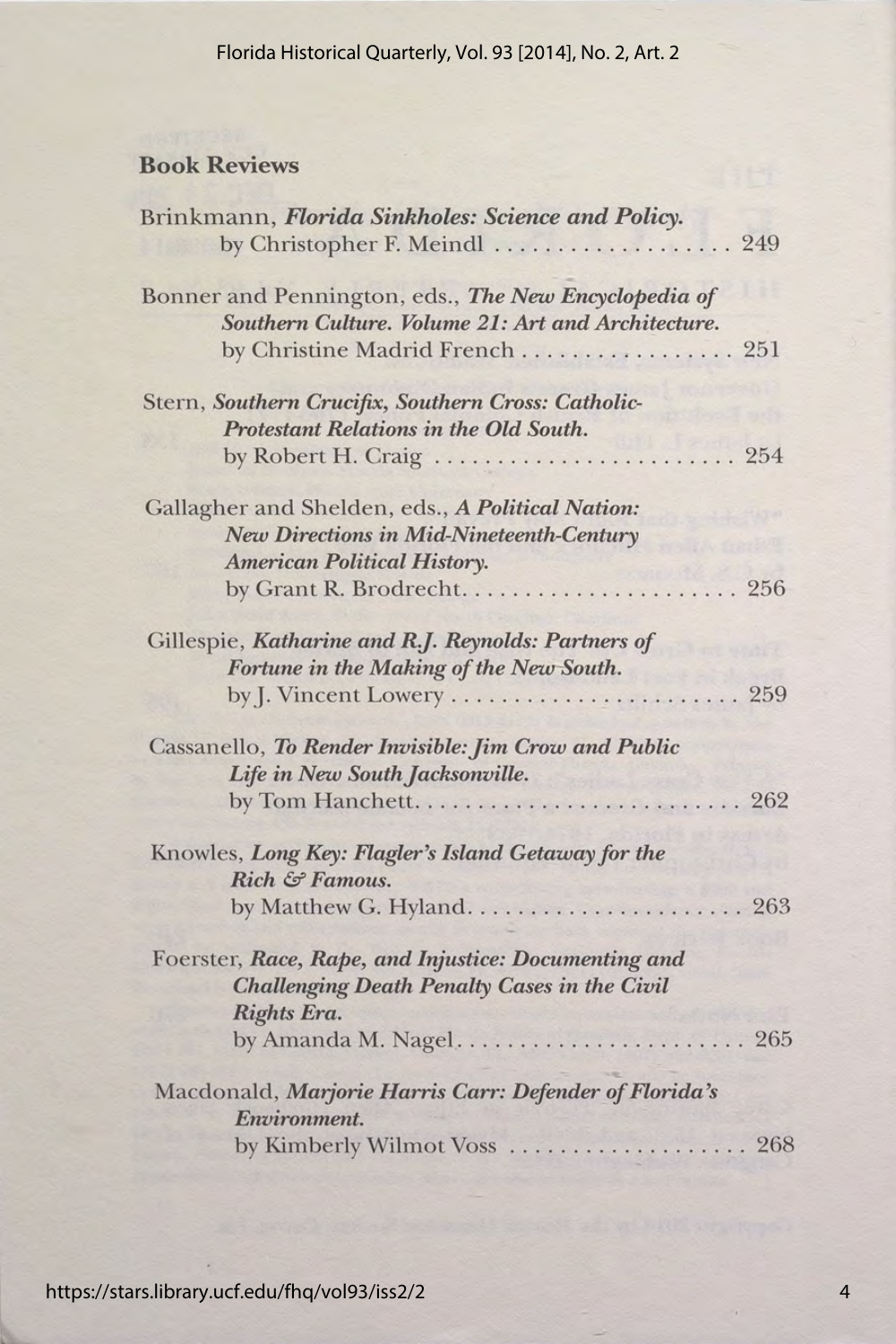## Book Reviews

Brinkmann, ***Florida Sinkholes: Science and Policy.***
by Christopher F. Meindl .................... 249

Bonner and Pennington, eds., ***The New Encyclopedia of Southern Culture. Volume 21: Art and Architecture.***
by Christine Madrid French .................. 251

Stern, ***Southern Crucifix, Southern Cross: Catholic-Protestant Relations in the Old South.***
by Robert H. Craig ........................ 254

Gallagher and Shelden, eds., ***A Political Nation: New Directions in Mid-Nineteenth-Century American Political History.***
by Grant R. Brodrecht...................... 256

Gillespie, ***Katharine and R.J. Reynolds: Partners of Fortune in the Making of the New South.***
by J. Vincent Lowery ....................... 259

Cassanello, ***To Render Invisible: Jim Crow and Public Life in New South Jacksonville.***
by Tom Hanchett.......................... 262

Knowles, ***Long Key: Flagler's Island Getaway for the Rich & Famous.***
by Matthew G. Hyland...................... 263

Foerster, ***Race, Rape, and Injustice: Documenting and Challenging Death Penalty Cases in the Civil Rights Era.***
by Amanda M. Nagel....................... 265

Macdonald, ***Marjorie Harris Carr: Defender of Florida's Environment.***
by Kimberly Wilmot Voss ................... 268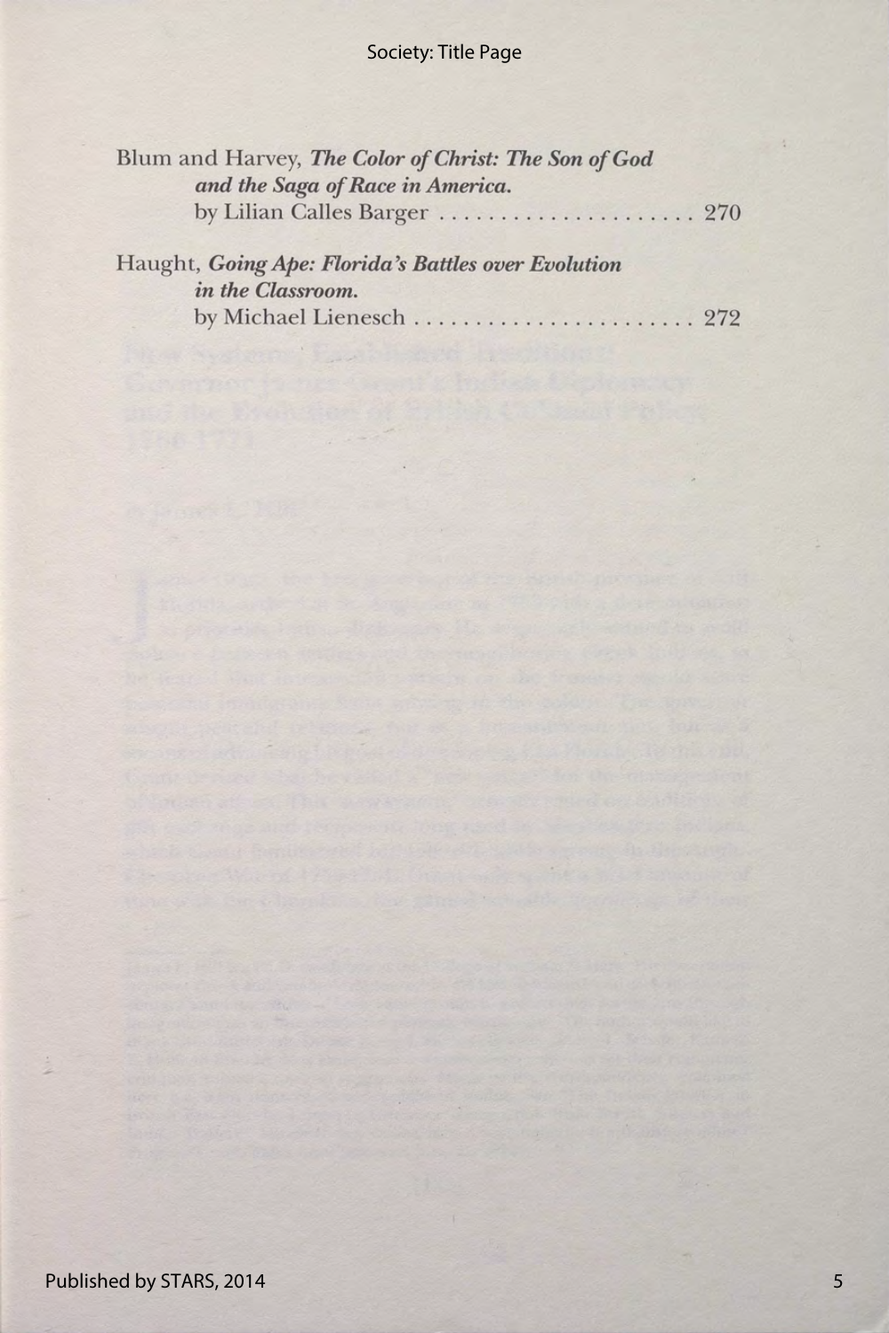Blum and Harvey, ***The Color of Christ: The Son of God and the Saga of Race in America.***
by Lilian Calles Barger . . . . . . . . . . . . . . . . . . . . 270

Haught, ***Going Ape: Florida's Battles over Evolution in the Classroom.***
by Michael Lienesch . . . . . . . . . . . . . . . . . . . . . . 272